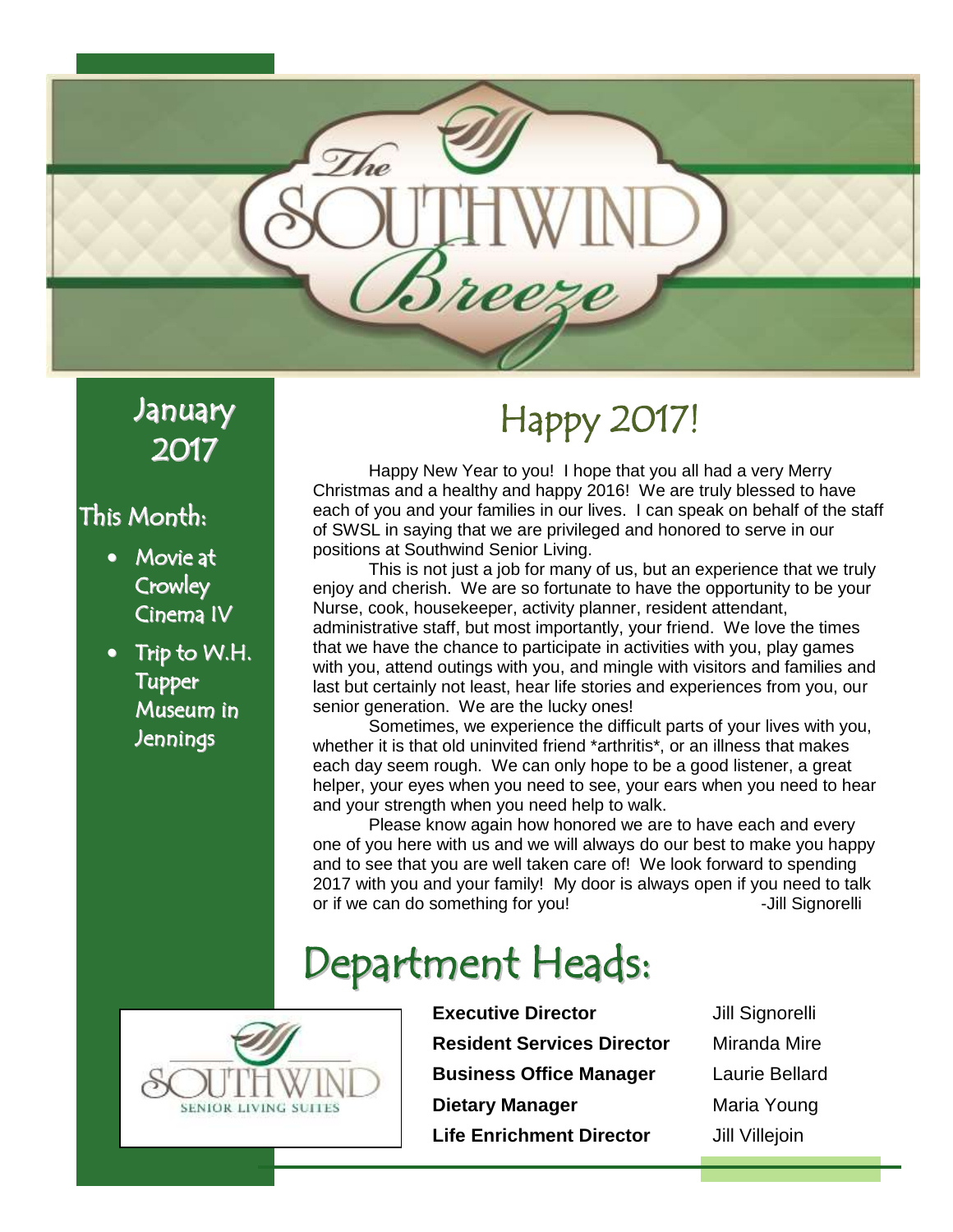# The SOUTHWIND Breeze

## January 2017

### This Month:

- Movie at Crowley Cinema IV
- Trip to W.H. Tupper Museum in Jennings

# Happy 2017!

Happy New Year to you! I hope that you all had a very Merry Christmas and a healthy and happy 2016! We are truly blessed to have each of you and your families in our lives. I can speak on behalf of the staff of SWSL in saying that we are privileged and honored to serve in our positions at Southwind Senior Living.

This is not just a job for many of us, but an experience that we truly enjoy and cherish. We are so fortunate to have the opportunity to be your Nurse, cook, housekeeper, activity planner, resident attendant, administrative staff, but most importantly, your friend. We love the times that we have the chance to participate in activities with you, play games with you, attend outings with you, and mingle with visitors and families and last but certainly not least, hear life stories and experiences from you, our senior generation. We are the lucky ones!

Sometimes, we experience the difficult parts of your lives with you, whether it is that old uninvited friend *arthritis*, or an illness that makes each day seem rough. We can only hope to be a good listener, a great helper, your eyes when you need to see, your ears when you need to hear and your strength when you need help to walk.

Please know again how honored we are to have each and every one of you here with us and we will always do our best to make you happy and to see that you are well taken care of! We look forward to spending 2017 with you and your family! My door is always open if you need to talk or if we can do something for you!

-Jill Signorelli

# Department Heads:

SOUTHWIND SENIOR LIVING SUITES

| | |
|---|---|
| **Executive Director** | Jill Signorelli |
| **Resident Services Director** | Miranda Mire |
| **Business Office Manager** | Laurie Bellard |
| **Dietary Manager** | Maria Young |
| **Life Enrichment Director** | Jill Villejoin |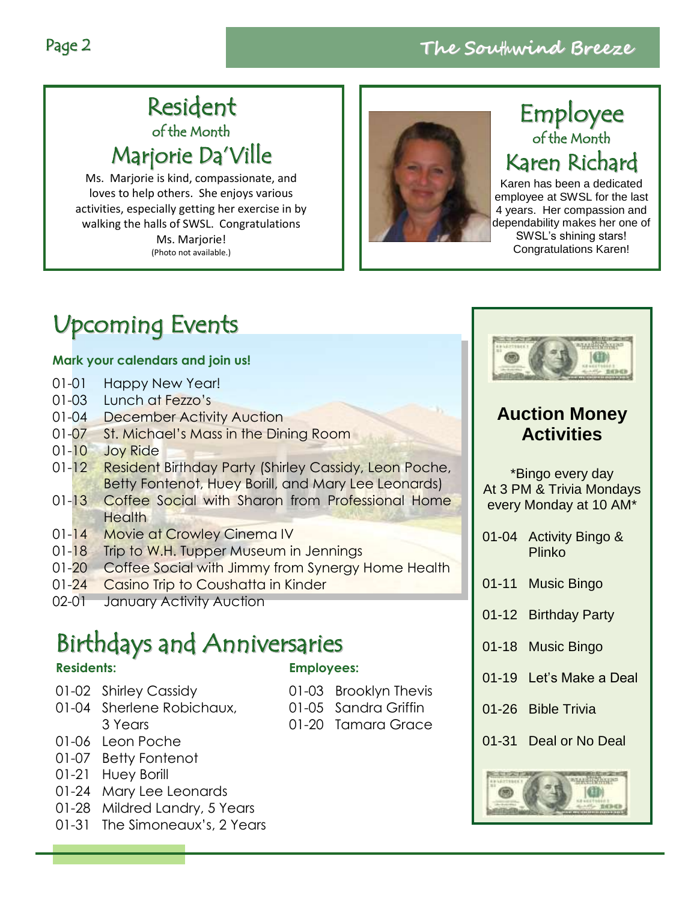## Resident of the Month

### Marjorie Da'Ville

Ms. Marjorie is kind, compassionate, and loves to help others. She enjoys various activities, especially getting her exercise in by walking the halls of SWSL. Congratulations Ms. Marjorie!

(Photo not available.)

## Employee of the Month

### Karen Richard

Karen has been a dedicated employee at SWSL for the last 4 years. Her compassion and dependability makes her one of SWSL's shining stars! Congratulations Karen!

# Upcoming Events

**Mark your calendars and join us!**

- 01-01 Happy New Year!
- 01-03 Lunch at Fezzo's
- 01-04 December Activity Auction
- 01-07 St. Michael's Mass in the Dining Room
- 01-10 Joy Ride
- 01-12 Resident Birthday Party (Shirley Cassidy, Leon Poche, Betty Fontenot, Huey Borill, and Mary Lee Leonards)
- 01-13 Coffee Social with Sharon from Professional Home Health
- 01-14 Movie at Crowley Cinema IV
- 01-18 Trip to W.H. Tupper Museum in Jennings
- 01-20 Coffee Social with Jimmy from Synergy Home Health
- 01-24 Casino Trip to Coushatta in Kinder
- 02-01 January Activity Auction

# Birthdays and Anniversaries

**Residents:**

- 01-02 Shirley Cassidy
- 01-04 Sherlene Robichaux, 3 Years
- 01-06 Leon Poche
- 01-07 Betty Fontenot
- 01-21 Huey Borill
- 01-24 Mary Lee Leonards
- 01-28 Mildred Landry, 5 Years
- 01-31 The Simoneaux's, 2 Years

**Employees:**

- 01-03 Brooklyn Thevis
- 01-05 Sandra Griffin
- 01-20 Tamara Grace

## Auction Money Activities

*Bingo every day At 3 PM & Trivia Mondays every Monday at 10 AM*

- 01-04 Activity Bingo & Plinko
- 01-11 Music Bingo
- 01-12 Birthday Party
- 01-18 Music Bingo
- 01-19 Let's Make a Deal
- 01-26 Bible Trivia
- 01-31 Deal or No Deal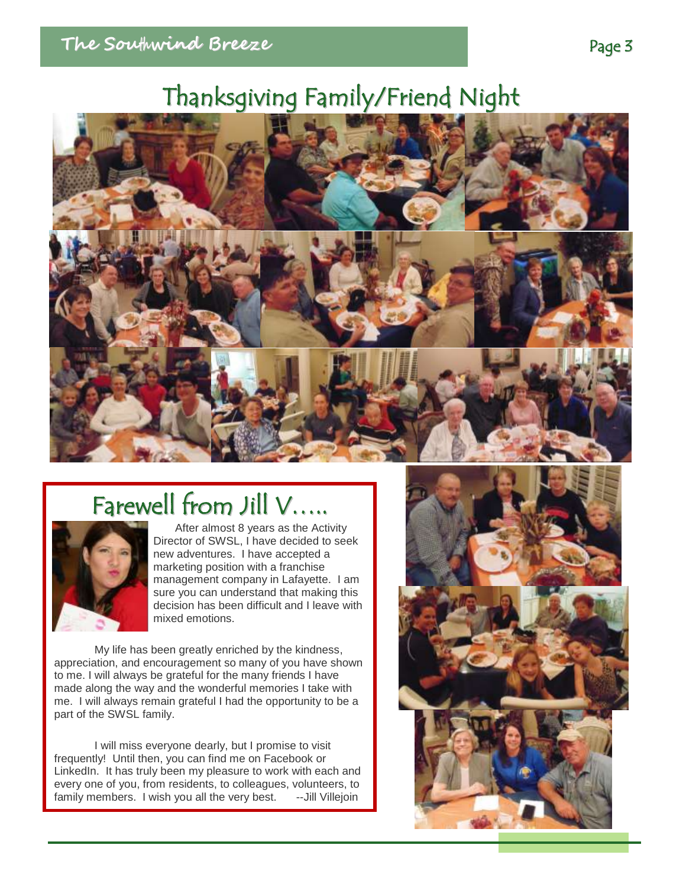# Thanksgiving Family/Friend Night

## Farewell from Jill V.....

After almost 8 years as the Activity Director of SWSL, I have decided to seek new adventures. I have accepted a marketing position with a franchise management company in Lafayette. I am sure you can understand that making this decision has been difficult and I leave with mixed emotions.

My life has been greatly enriched by the kindness, appreciation, and encouragement so many of you have shown to me. I will always be grateful for the many friends I have made along the way and the wonderful memories I take with me. I will always remain grateful I had the opportunity to be a part of the SWSL family.

I will miss everyone dearly, but I promise to visit frequently! Until then, you can find me on Facebook or LinkedIn. It has truly been my pleasure to work with each and every one of you, from residents, to colleagues, volunteers, to family members. I wish you all the very best. --Jill Villejoin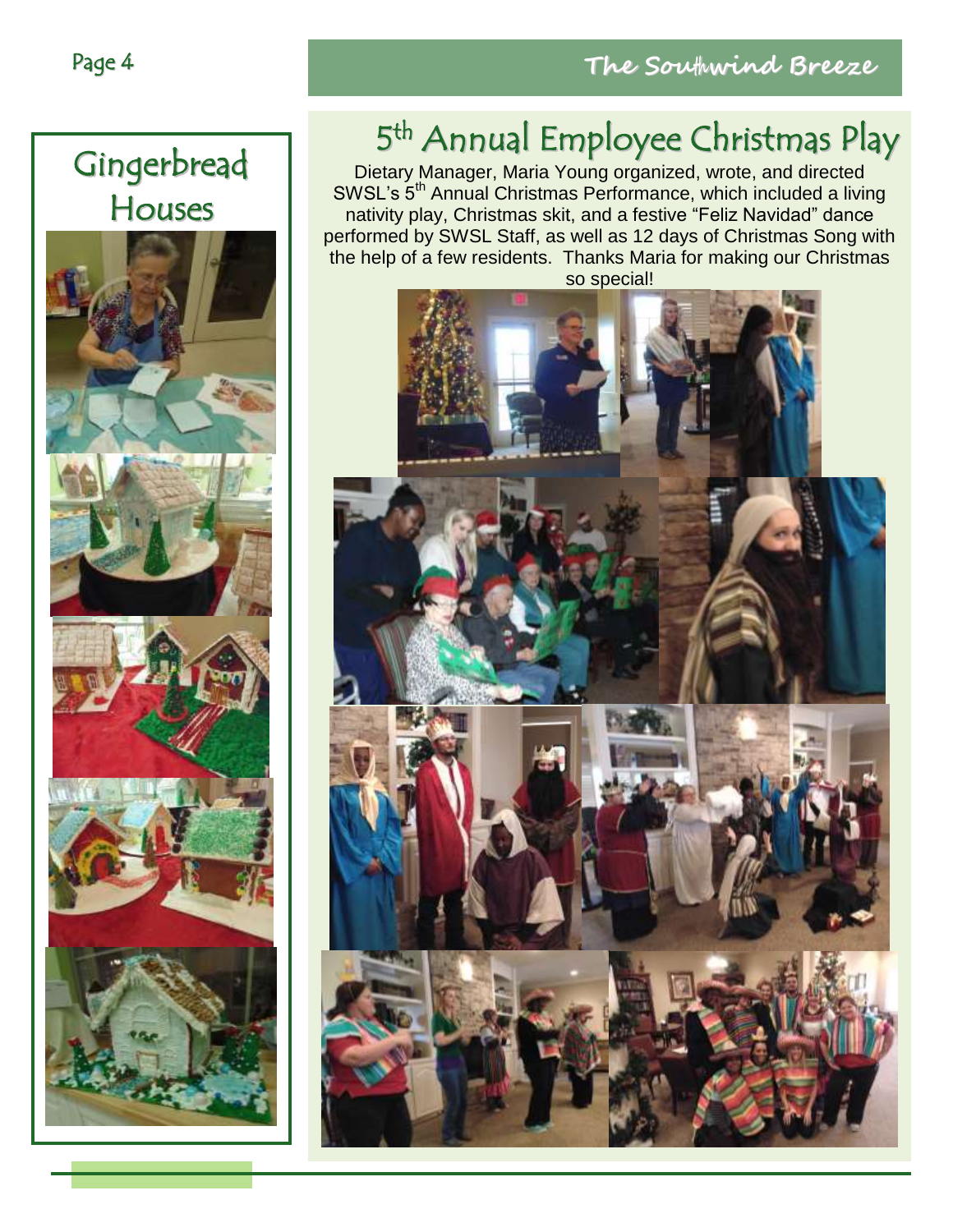## Gingerbread Houses

## 5th Annual Employee Christmas Play

Dietary Manager, Maria Young organized, wrote, and directed SWSL's 5th Annual Christmas Performance, which included a living nativity play, Christmas skit, and a festive "Feliz Navidad" dance performed by SWSL Staff, as well as 12 days of Christmas Song with the help of a few residents. Thanks Maria for making our Christmas so special!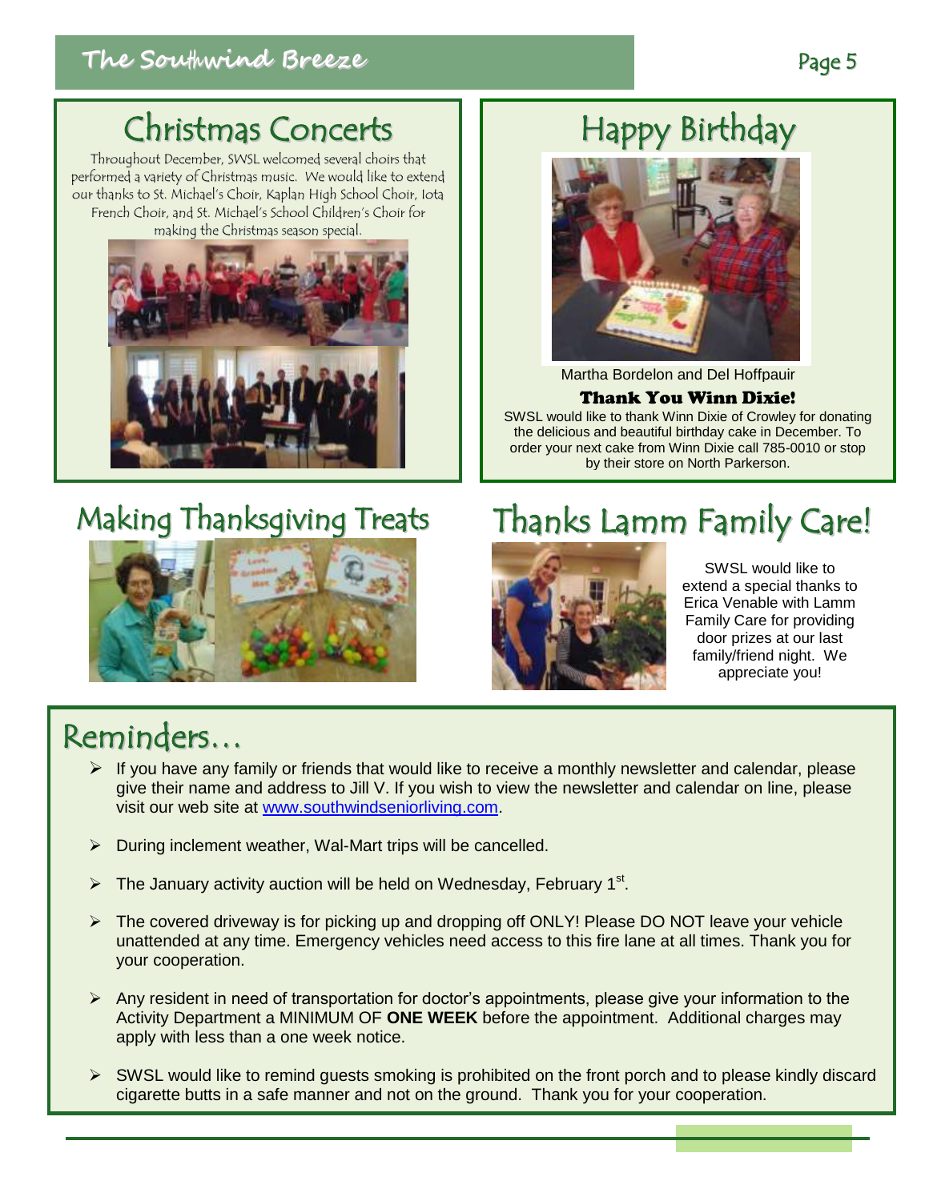## Christmas Concerts

Throughout December, SWSL welcomed several choirs that performed a variety of Christmas music. We would like to extend our thanks to St. Michael's Choir, Kaplan High School Choir, Iota French Choir, and St. Michael's School Children's Choir for making the Christmas season special.

## Happy Birthday

Martha Bordelon and Del Hoffpauir

### Thank You Winn Dixie!

SWSL would like to thank Winn Dixie of Crowley for donating the delicious and beautiful birthday cake in December. To order your next cake from Winn Dixie call 785-0010 or stop by their store on North Parkerson.

## Making Thanksgiving Treats

## Thanks Lamm Family Care!

SWSL would like to extend a special thanks to Erica Venable with Lamm Family Care for providing door prizes at our last family/friend night. We appreciate you!

## Reminders…

- If you have any family or friends that would like to receive a monthly newsletter and calendar, please give their name and address to Jill V. If you wish to view the newsletter and calendar on line, please visit our web site at www.southwindseniorliving.com.
- During inclement weather, Wal-Mart trips will be cancelled.
- The January activity auction will be held on Wednesday, February 1st.
- The covered driveway is for picking up and dropping off ONLY! Please DO NOT leave your vehicle unattended at any time. Emergency vehicles need access to this fire lane at all times. Thank you for your cooperation.
- Any resident in need of transportation for doctor's appointments, please give your information to the Activity Department a MINIMUM OF **ONE WEEK** before the appointment. Additional charges may apply with less than a one week notice.
- SWSL would like to remind guests smoking is prohibited on the front porch and to please kindly discard cigarette butts in a safe manner and not on the ground. Thank you for your cooperation.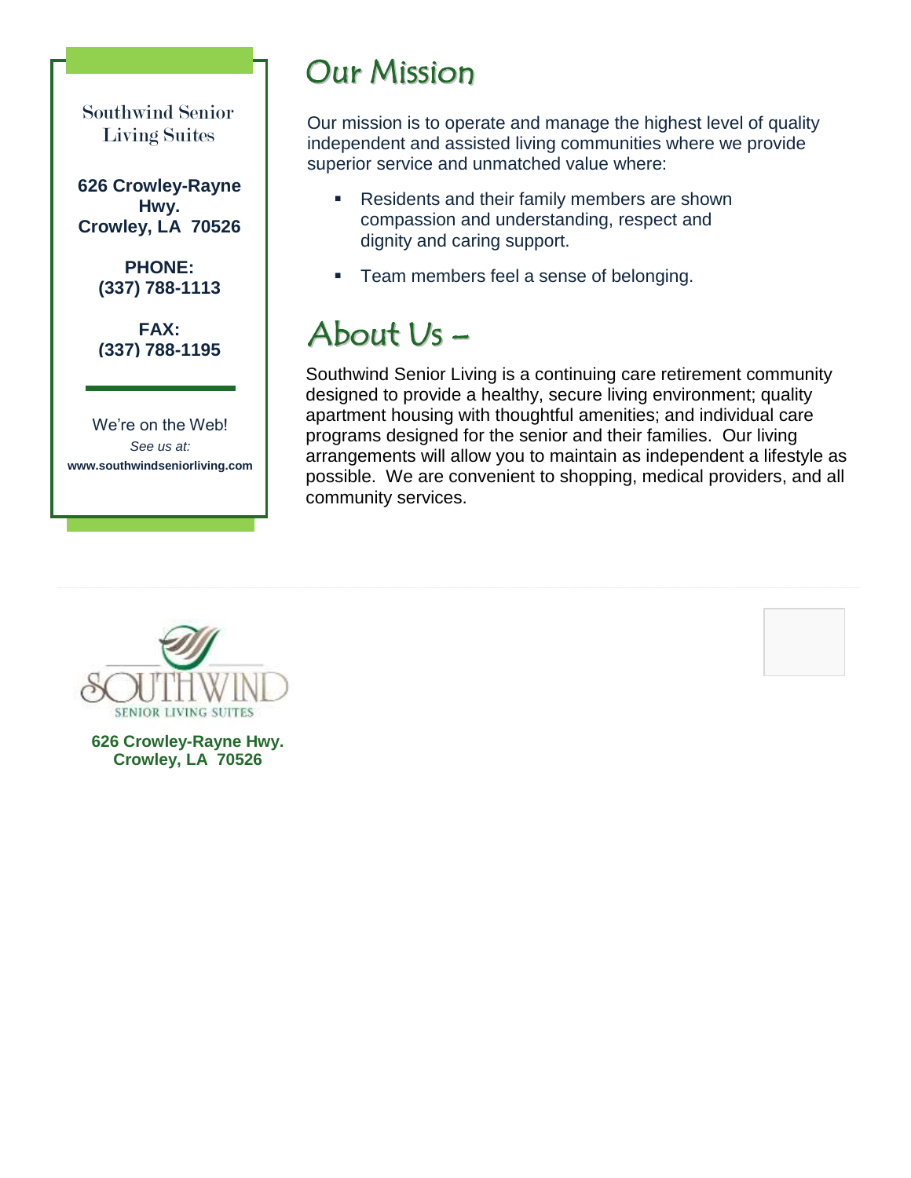Southwind Senior Living Suites

**626 Crowley-Rayne Hwy.**
**Crowley, LA 70526**

**PHONE:**
**(337) 788-1113**

**FAX:**
**(337) 788-1195**

We're on the Web!
*See us at:*
**www.southwindseniorliving.com**

# Our Mission

Our mission is to operate and manage the highest level of quality independent and assisted living communities where we provide superior service and unmatched value where:

- Residents and their family members are shown compassion and understanding, respect and dignity and caring support.
- Team members feel a sense of belonging.

# About Us –

Southwind Senior Living is a continuing care retirement community designed to provide a healthy, secure living environment; quality apartment housing with thoughtful amenities; and individual care programs designed for the senior and their families. Our living arrangements will allow you to maintain as independent a lifestyle as possible. We are convenient to shopping, medical providers, and all community services.

SOUTHWIND
SENIOR LIVING SUITES

**626 Crowley-Rayne Hwy.**
**Crowley, LA 70526**